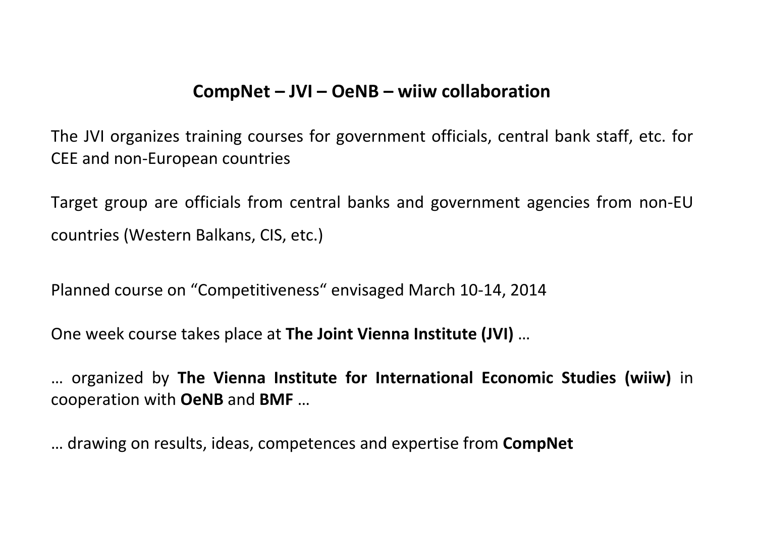# CompNet – JVI – OeNB – wiiw collaboration

The JVI organizes training courses for government officials, central bank staff, etc. for CEE and non-European countries

Target group are officials from central banks and government agencies from non-EU countries (Western Balkans, CIS, etc.)

Planned course on "Competitiveness" envisaged March 10-14, 2014

One week course takes place at **The Joint Vienna Institute (JVI)** …

… organized by **The Vienna Institute for International Economic Studies (wiiw)** in cooperation with **OeNB** and **BMF** …

… drawing on results, ideas, competences and expertise from **CompNet**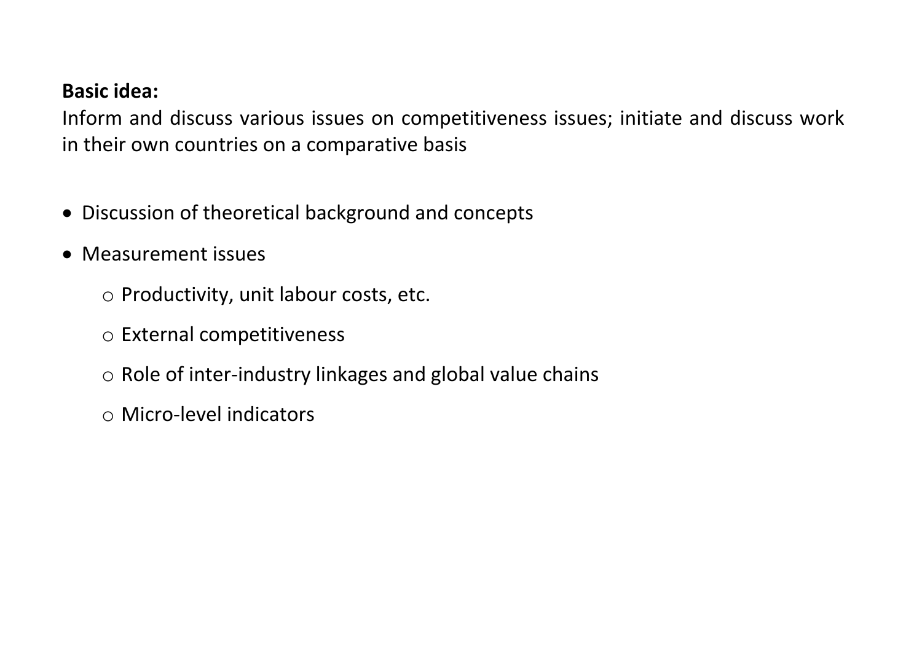**Basic idea:**

Inform and discuss various issues on competitiveness issues; initiate and discuss work in their own countries on a comparative basis

- Discussion of theoretical background and concepts
- Measurement issues
  - Productivity, unit labour costs, etc.
  - External competitiveness
  - Role of inter-industry linkages and global value chains
  - Micro-level indicators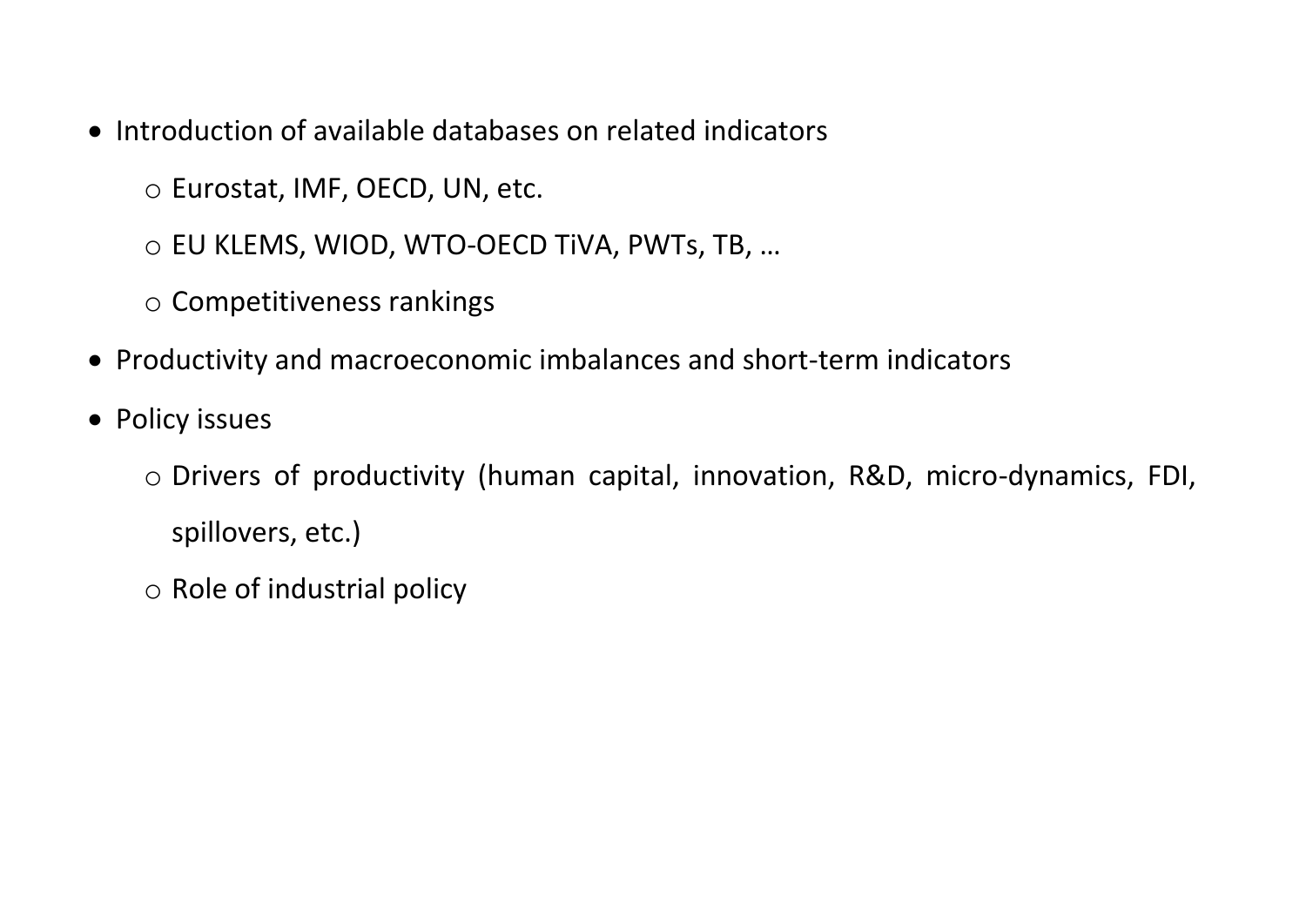- Introduction of available databases on related indicators
    - Eurostat, IMF, OECD, UN, etc.
    - EU KLEMS, WIOD, WTO-OECD TiVA, PWTs, TB, …
    - Competitiveness rankings
- Productivity and macroeconomic imbalances and short-term indicators
- Policy issues
    - Drivers of productivity (human capital, innovation, R&D, micro-dynamics, FDI, spillovers, etc.)
    - Role of industrial policy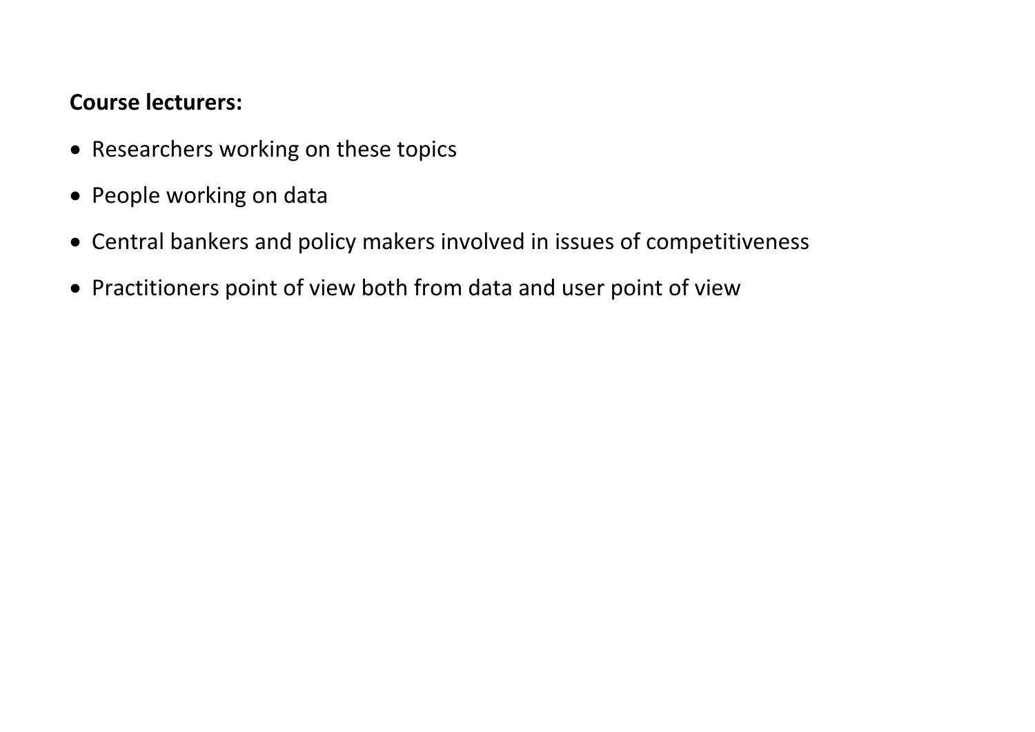**Course lecturers:**

- Researchers working on these topics
- People working on data
- Central bankers and policy makers involved in issues of competitiveness
- Practitioners point of view both from data and user point of view